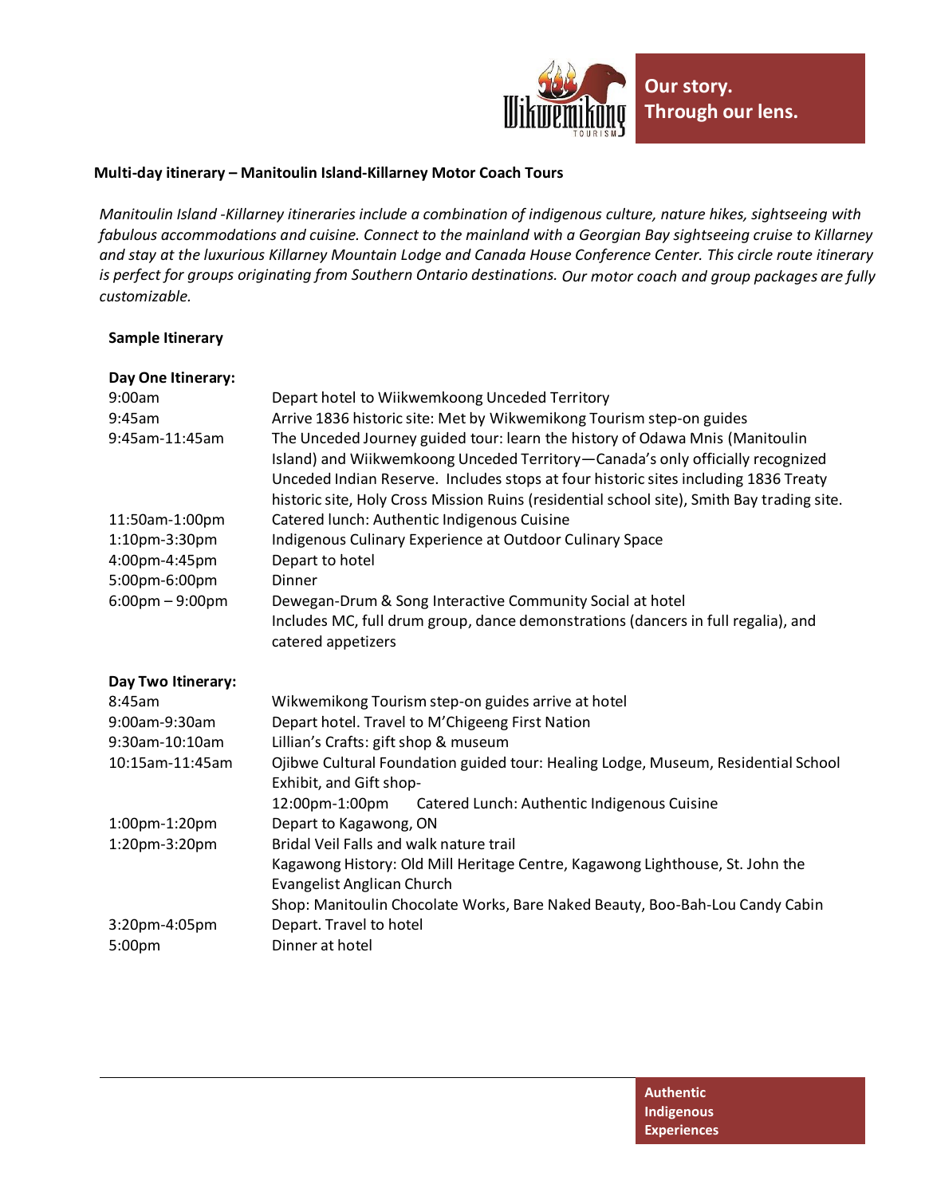Our story.
Through our lens.

**Multi-day itinerary – Manitoulin Island-Killarney Motor Coach Tours**

*Manitoulin Island -Killarney itineraries include a combination of indigenous culture, nature hikes, sightseeing with fabulous accommodations and cuisine. Connect to the mainland with a Georgian Bay sightseeing cruise to Killarney and stay at the luxurious Killarney Mountain Lodge and Canada House Conference Center. This circle route itinerary is perfect for groups originating from Southern Ontario destinations. Our motor coach and group packages are fully customizable.*

**Sample Itinerary**

**Day One Itinerary:**

| | |
|---|---|
| 9:00am | Depart hotel to Wiikwemkoong Unceded Territory |
| 9:45am | Arrive 1836 historic site: Met by Wikwemikong Tourism step-on guides |
| 9:45am-11:45am | The Unceded Journey guided tour: learn the history of Odawa Mnis (Manitoulin Island) and Wiikwemkoong Unceded Territory—Canada's only officially recognized Unceded Indian Reserve. Includes stops at four historic sites including 1836 Treaty historic site, Holy Cross Mission Ruins (residential school site), Smith Bay trading site. |
| 11:50am-1:00pm | Catered lunch: Authentic Indigenous Cuisine |
| 1:10pm-3:30pm | Indigenous Culinary Experience at Outdoor Culinary Space |
| 4:00pm-4:45pm | Depart to hotel |
| 5:00pm-6:00pm | Dinner |
| 6:00pm – 9:00pm | Dewegan-Drum & Song Interactive Community Social at hotel<br>Includes MC, full drum group, dance demonstrations (dancers in full regalia), and catered appetizers |

**Day Two Itinerary:**

| | |
|---|---|
| 8:45am | Wikwemikong Tourism step-on guides arrive at hotel |
| 9:00am-9:30am | Depart hotel. Travel to M'Chigeeng First Nation |
| 9:30am-10:10am | Lillian's Crafts: gift shop & museum |
| 10:15am-11:45am | Ojibwe Cultural Foundation guided tour: Healing Lodge, Museum, Residential School Exhibit, and Gift shop-<br>12:00pm-1:00pm Catered Lunch: Authentic Indigenous Cuisine |
| 1:00pm-1:20pm | Depart to Kagawong, ON |
| 1:20pm-3:20pm | Bridal Veil Falls and walk nature trail<br>Kagawong History: Old Mill Heritage Centre, Kagawong Lighthouse, St. John the Evangelist Anglican Church<br>Shop: Manitoulin Chocolate Works, Bare Naked Beauty, Boo-Bah-Lou Candy Cabin |
| 3:20pm-4:05pm | Depart. Travel to hotel |
| 5:00pm | Dinner at hotel |

Authentic Indigenous Experiences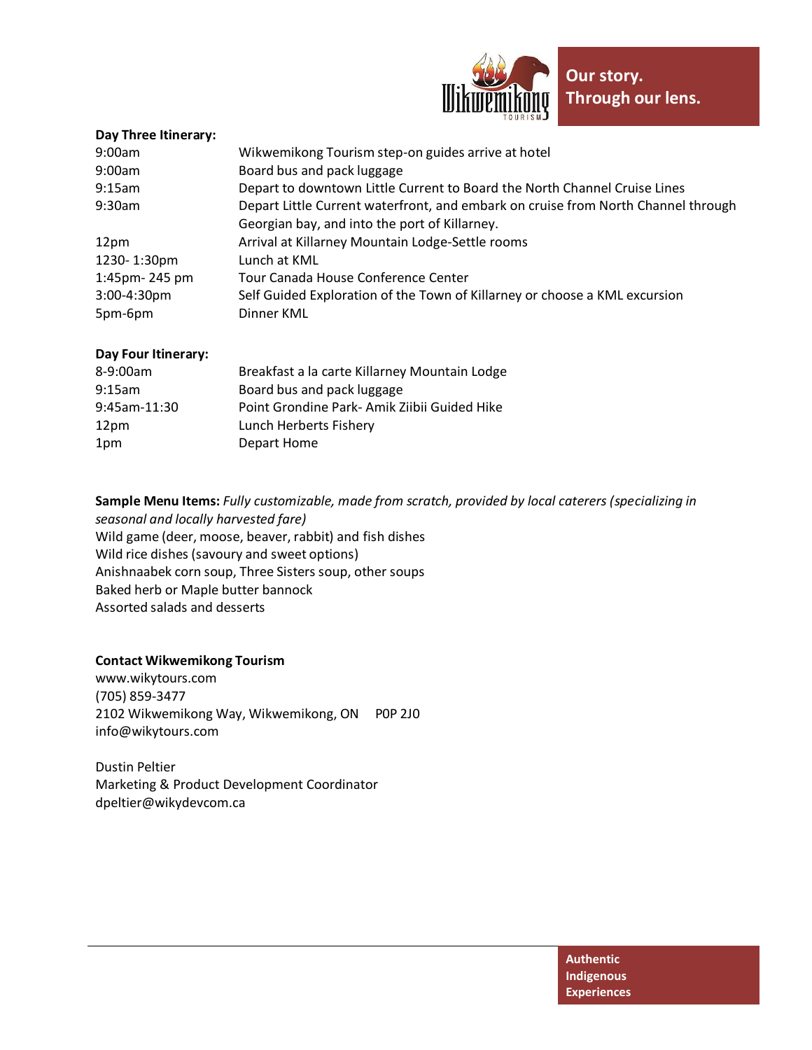**Day Three Itinerary:**

| | |
|---|---|
| 9:00am | Wikwemikong Tourism step-on guides arrive at hotel |
| 9:00am | Board bus and pack luggage |
| 9:15am | Depart to downtown Little Current to Board the North Channel Cruise Lines |
| 9:30am | Depart Little Current waterfront, and embark on cruise from North Channel through Georgian bay, and into the port of Killarney. |
| 12pm | Arrival at Killarney Mountain Lodge-Settle rooms |
| 1230- 1:30pm | Lunch at KML |
| 1:45pm- 245 pm | Tour Canada House Conference Center |
| 3:00-4:30pm | Self Guided Exploration of the Town of Killarney or choose a KML excursion |
| 5pm-6pm | Dinner KML |

**Day Four Itinerary:**

| | |
|---|---|
| 8-9:00am | Breakfast a la carte Killarney Mountain Lodge |
| 9:15am | Board bus and pack luggage |
| 9:45am-11:30 | Point Grondine Park- Amik Ziibii Guided Hike |
| 12pm | Lunch Herberts Fishery |
| 1pm | Depart Home |

**Sample Menu Items:** *Fully customizable, made from scratch, provided by local caterers (specializing in seasonal and locally harvested fare)*

Wild game (deer, moose, beaver, rabbit) and fish dishes
Wild rice dishes (savoury and sweet options)
Anishnaabek corn soup, Three Sisters soup, other soups
Baked herb or Maple butter bannock
Assorted salads and desserts

**Contact Wikwemikong Tourism**

www.wikytours.com
(705) 859-3477
2102 Wikwemikong Way, Wikwemikong, ON P0P 2J0
info@wikytours.com

Dustin Peltier
Marketing & Product Development Coordinator
dpeltier@wikydevcom.ca